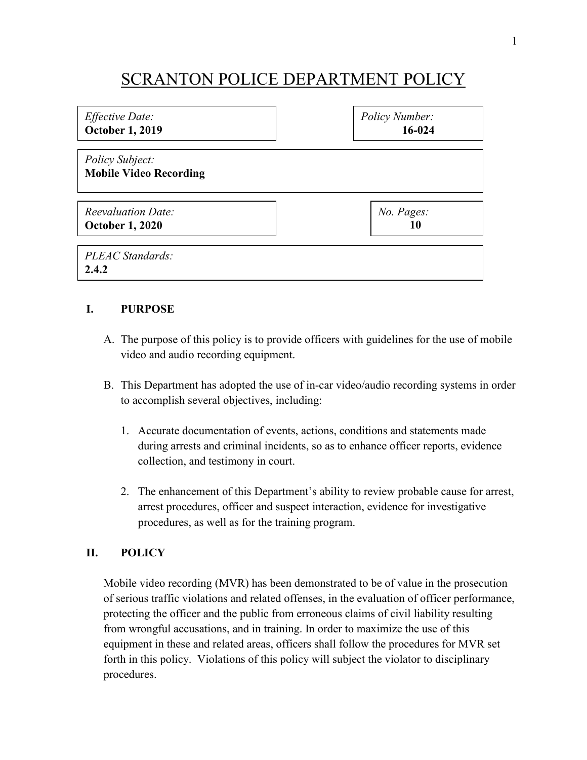# SCRANTON POLICE DEPARTMENT POLICY

*Effective Date:*
**October 1, 2019**

*Policy Number:*
**16-024**

*Policy Subject:*
**Mobile Video Recording**

*Reevaluation Date:*
**October 1, 2020**

*No. Pages:*
**10**

*PLEAC Standards:*
**2.4.2**

## I. PURPOSE

A. The purpose of this policy is to provide officers with guidelines for the use of mobile video and audio recording equipment.

B. This Department has adopted the use of in-car video/audio recording systems in order to accomplish several objectives, including:

1. Accurate documentation of events, actions, conditions and statements made during arrests and criminal incidents, so as to enhance officer reports, evidence collection, and testimony in court.

2. The enhancement of this Department's ability to review probable cause for arrest, arrest procedures, officer and suspect interaction, evidence for investigative procedures, as well as for the training program.

## II. POLICY

Mobile video recording (MVR) has been demonstrated to be of value in the prosecution of serious traffic violations and related offenses, in the evaluation of officer performance, protecting the officer and the public from erroneous claims of civil liability resulting from wrongful accusations, and in training. In order to maximize the use of this equipment in these and related areas, officers shall follow the procedures for MVR set forth in this policy. Violations of this policy will subject the violator to disciplinary procedures.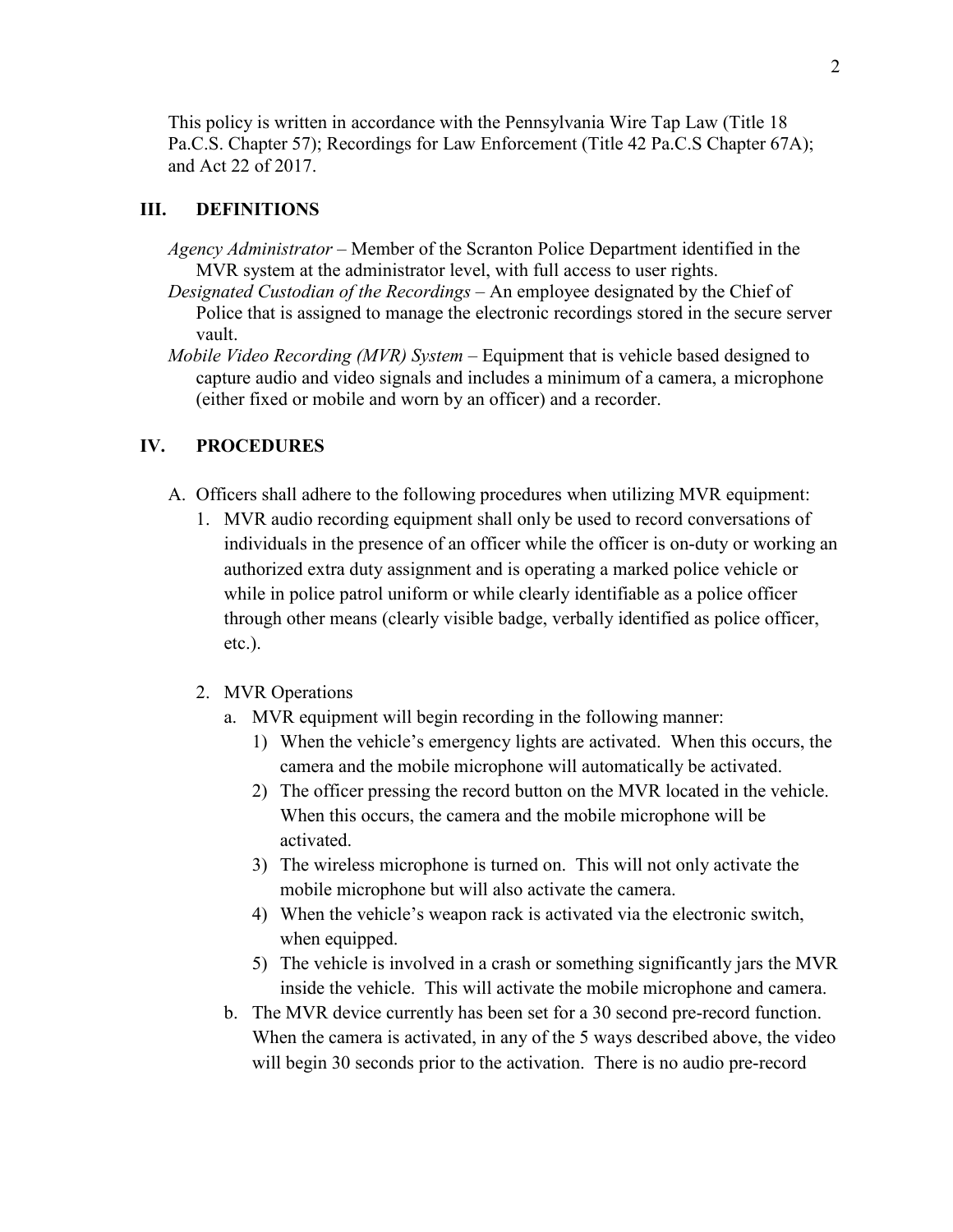This policy is written in accordance with the Pennsylvania Wire Tap Law (Title 18 Pa.C.S. Chapter 57); Recordings for Law Enforcement (Title 42 Pa.C.S Chapter 67A); and Act 22 of 2017.

## III. DEFINITIONS

*Agency Administrator* – Member of the Scranton Police Department identified in the MVR system at the administrator level, with full access to user rights.

*Designated Custodian of the Recordings* – An employee designated by the Chief of Police that is assigned to manage the electronic recordings stored in the secure server vault.

*Mobile Video Recording (MVR) System* – Equipment that is vehicle based designed to capture audio and video signals and includes a minimum of a camera, a microphone (either fixed or mobile and worn by an officer) and a recorder.

## IV. PROCEDURES

A. Officers shall adhere to the following procedures when utilizing MVR equipment:

1. MVR audio recording equipment shall only be used to record conversations of individuals in the presence of an officer while the officer is on-duty or working an authorized extra duty assignment and is operating a marked police vehicle or while in police patrol uniform or while clearly identifiable as a police officer through other means (clearly visible badge, verbally identified as police officer, etc.).

2. MVR Operations
   
   a. MVR equipment will begin recording in the following manner:
      
      1) When the vehicle's emergency lights are activated. When this occurs, the camera and the mobile microphone will automatically be activated.
      2) The officer pressing the record button on the MVR located in the vehicle. When this occurs, the camera and the mobile microphone will be activated.
      3) The wireless microphone is turned on. This will not only activate the mobile microphone but will also activate the camera.
      4) When the vehicle's weapon rack is activated via the electronic switch, when equipped.
      5) The vehicle is involved in a crash or something significantly jars the MVR inside the vehicle. This will activate the mobile microphone and camera.
   
   b. The MVR device currently has been set for a 30 second pre-record function. When the camera is activated, in any of the 5 ways described above, the video will begin 30 seconds prior to the activation. There is no audio pre-record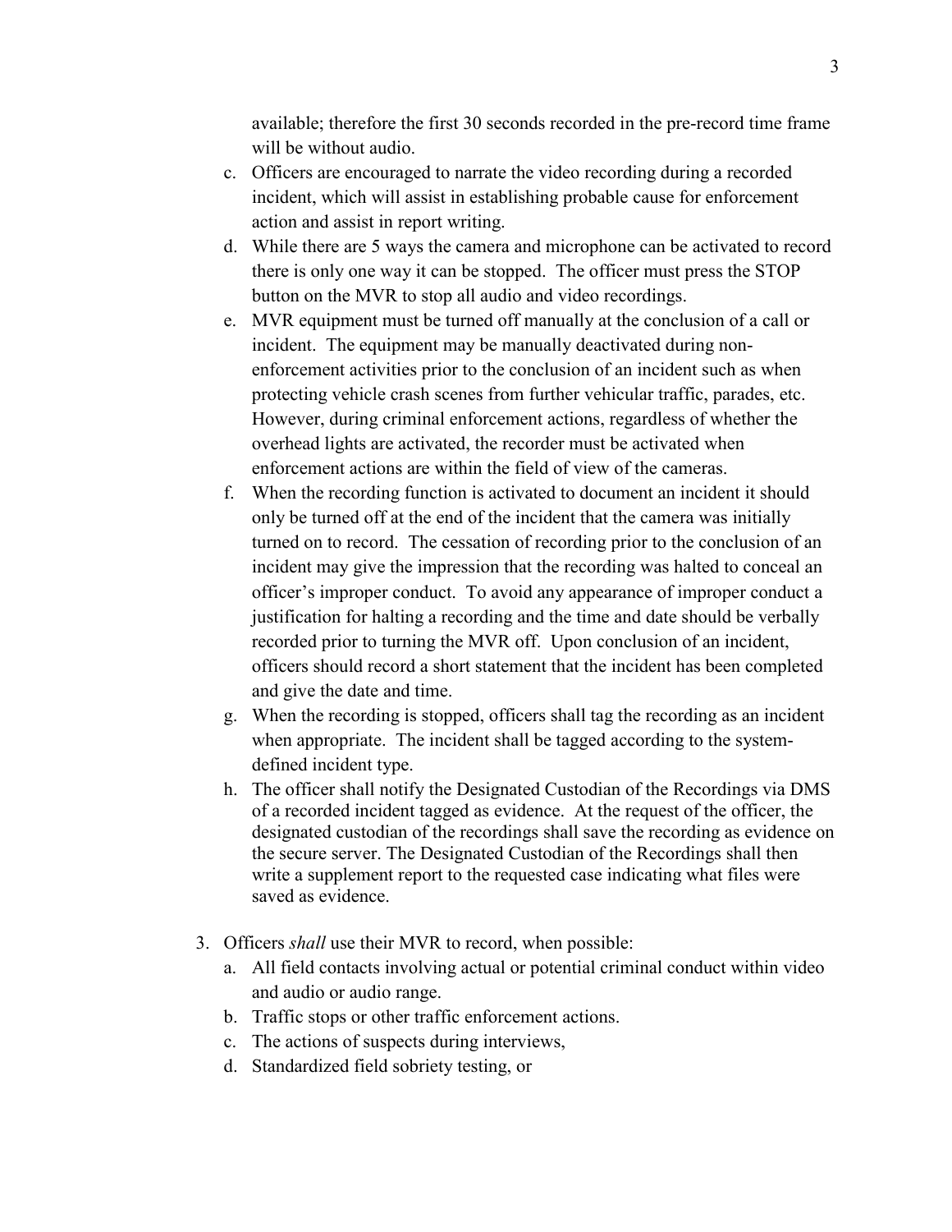available; therefore the first 30 seconds recorded in the pre-record time frame will be without audio.

c. Officers are encouraged to narrate the video recording during a recorded incident, which will assist in establishing probable cause for enforcement action and assist in report writing.

d. While there are 5 ways the camera and microphone can be activated to record there is only one way it can be stopped. The officer must press the STOP button on the MVR to stop all audio and video recordings.

e. MVR equipment must be turned off manually at the conclusion of a call or incident. The equipment may be manually deactivated during non-enforcement activities prior to the conclusion of an incident such as when protecting vehicle crash scenes from further vehicular traffic, parades, etc. However, during criminal enforcement actions, regardless of whether the overhead lights are activated, the recorder must be activated when enforcement actions are within the field of view of the cameras.

f. When the recording function is activated to document an incident it should only be turned off at the end of the incident that the camera was initially turned on to record. The cessation of recording prior to the conclusion of an incident may give the impression that the recording was halted to conceal an officer's improper conduct. To avoid any appearance of improper conduct a justification for halting a recording and the time and date should be verbally recorded prior to turning the MVR off. Upon conclusion of an incident, officers should record a short statement that the incident has been completed and give the date and time.

g. When the recording is stopped, officers shall tag the recording as an incident when appropriate. The incident shall be tagged according to the system-defined incident type.

h. The officer shall notify the Designated Custodian of the Recordings via DMS of a recorded incident tagged as evidence. At the request of the officer, the designated custodian of the recordings shall save the recording as evidence on the secure server. The Designated Custodian of the Recordings shall then write a supplement report to the requested case indicating what files were saved as evidence.

3. Officers *shall* use their MVR to record, when possible:
   a. All field contacts involving actual or potential criminal conduct within video and audio or audio range.
   b. Traffic stops or other traffic enforcement actions.
   c. The actions of suspects during interviews,
   d. Standardized field sobriety testing, or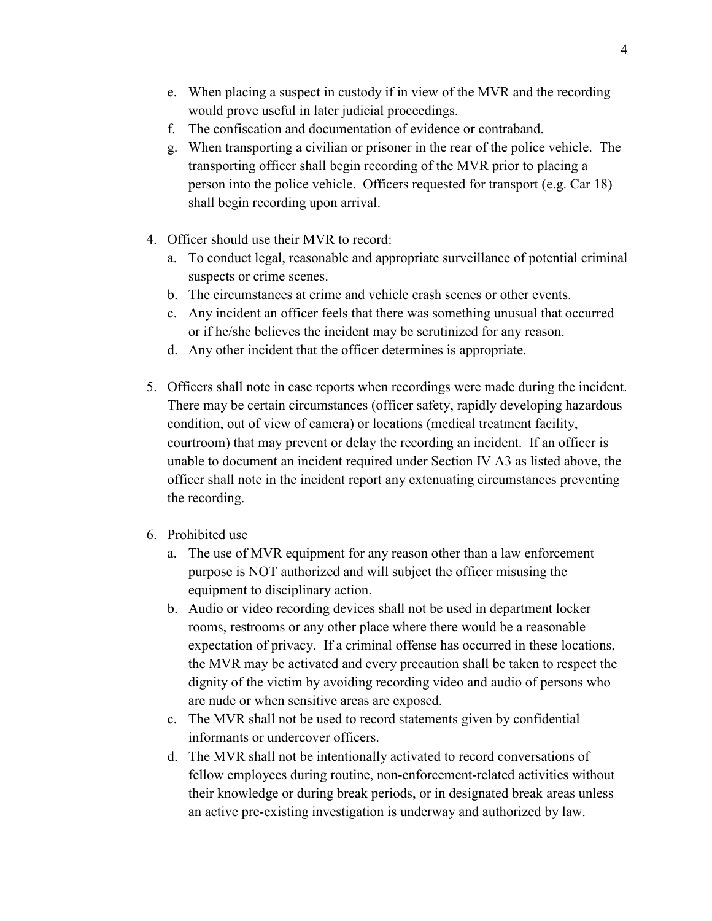e. When placing a suspect in custody if in view of the MVR and the recording would prove useful in later judicial proceedings.
   f. The confiscation and documentation of evidence or contraband.
   g. When transporting a civilian or prisoner in the rear of the police vehicle. The transporting officer shall begin recording of the MVR prior to placing a person into the police vehicle. Officers requested for transport (e.g. Car 18) shall begin recording upon arrival.

4. Officer should use their MVR to record:
   a. To conduct legal, reasonable and appropriate surveillance of potential criminal suspects or crime scenes.
   b. The circumstances at crime and vehicle crash scenes or other events.
   c. Any incident an officer feels that there was something unusual that occurred or if he/she believes the incident may be scrutinized for any reason.
   d. Any other incident that the officer determines is appropriate.

5. Officers shall note in case reports when recordings were made during the incident. There may be certain circumstances (officer safety, rapidly developing hazardous condition, out of view of camera) or locations (medical treatment facility, courtroom) that may prevent or delay the recording an incident. If an officer is unable to document an incident required under Section IV A3 as listed above, the officer shall note in the incident report any extenuating circumstances preventing the recording.

6. Prohibited use
   a. The use of MVR equipment for any reason other than a law enforcement purpose is NOT authorized and will subject the officer misusing the equipment to disciplinary action.
   b. Audio or video recording devices shall not be used in department locker rooms, restrooms or any other place where there would be a reasonable expectation of privacy. If a criminal offense has occurred in these locations, the MVR may be activated and every precaution shall be taken to respect the dignity of the victim by avoiding recording video and audio of persons who are nude or when sensitive areas are exposed.
   c. The MVR shall not be used to record statements given by confidential informants or undercover officers.
   d. The MVR shall not be intentionally activated to record conversations of fellow employees during routine, non-enforcement-related activities without their knowledge or during break periods, or in designated break areas unless an active pre-existing investigation is underway and authorized by law.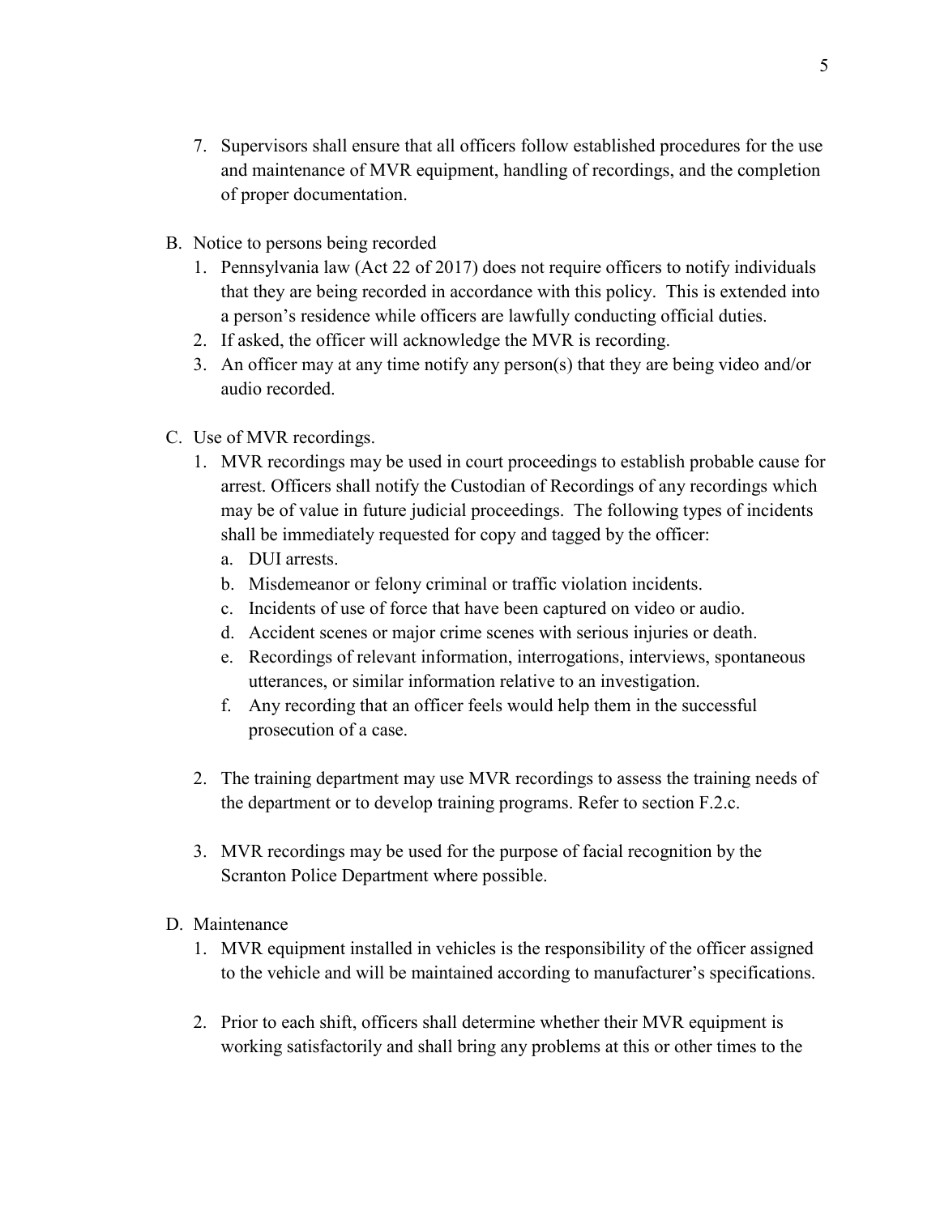7. Supervisors shall ensure that all officers follow established procedures for the use and maintenance of MVR equipment, handling of recordings, and the completion of proper documentation.

B. Notice to persons being recorded
   1. Pennsylvania law (Act 22 of 2017) does not require officers to notify individuals that they are being recorded in accordance with this policy. This is extended into a person's residence while officers are lawfully conducting official duties.
   2. If asked, the officer will acknowledge the MVR is recording.
   3. An officer may at any time notify any person(s) that they are being video and/or audio recorded.

C. Use of MVR recordings.
   1. MVR recordings may be used in court proceedings to establish probable cause for arrest. Officers shall notify the Custodian of Recordings of any recordings which may be of value in future judicial proceedings. The following types of incidents shall be immediately requested for copy and tagged by the officer:
      a. DUI arrests.
      b. Misdemeanor or felony criminal or traffic violation incidents.
      c. Incidents of use of force that have been captured on video or audio.
      d. Accident scenes or major crime scenes with serious injuries or death.
      e. Recordings of relevant information, interrogations, interviews, spontaneous utterances, or similar information relative to an investigation.
      f. Any recording that an officer feels would help them in the successful prosecution of a case.

   2. The training department may use MVR recordings to assess the training needs of the department or to develop training programs. Refer to section F.2.c.

   3. MVR recordings may be used for the purpose of facial recognition by the Scranton Police Department where possible.

D. Maintenance
   1. MVR equipment installed in vehicles is the responsibility of the officer assigned to the vehicle and will be maintained according to manufacturer's specifications.

   2. Prior to each shift, officers shall determine whether their MVR equipment is working satisfactorily and shall bring any problems at this or other times to the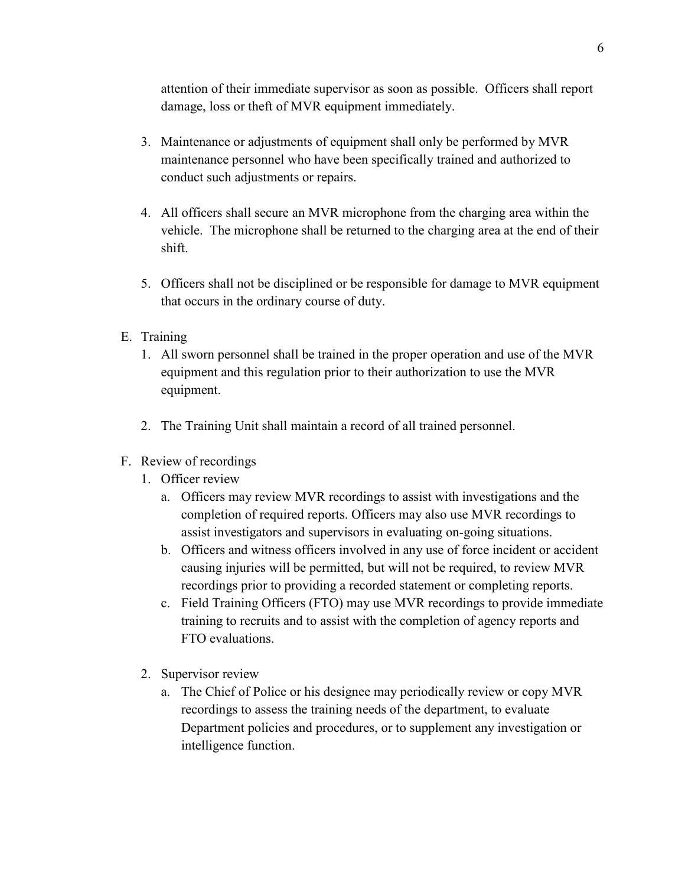attention of their immediate supervisor as soon as possible. Officers shall report damage, loss or theft of MVR equipment immediately.

3. Maintenance or adjustments of equipment shall only be performed by MVR maintenance personnel who have been specifically trained and authorized to conduct such adjustments or repairs.

4. All officers shall secure an MVR microphone from the charging area within the vehicle. The microphone shall be returned to the charging area at the end of their shift.

5. Officers shall not be disciplined or be responsible for damage to MVR equipment that occurs in the ordinary course of duty.

E. Training
   1. All sworn personnel shall be trained in the proper operation and use of the MVR equipment and this regulation prior to their authorization to use the MVR equipment.

   2. The Training Unit shall maintain a record of all trained personnel.

F. Review of recordings
   1. Officer review
      a. Officers may review MVR recordings to assist with investigations and the completion of required reports. Officers may also use MVR recordings to assist investigators and supervisors in evaluating on-going situations.
      b. Officers and witness officers involved in any use of force incident or accident causing injuries will be permitted, but will not be required, to review MVR recordings prior to providing a recorded statement or completing reports.
      c. Field Training Officers (FTO) may use MVR recordings to provide immediate training to recruits and to assist with the completion of agency reports and FTO evaluations.

   2. Supervisor review
      a. The Chief of Police or his designee may periodically review or copy MVR recordings to assess the training needs of the department, to evaluate Department policies and procedures, or to supplement any investigation or intelligence function.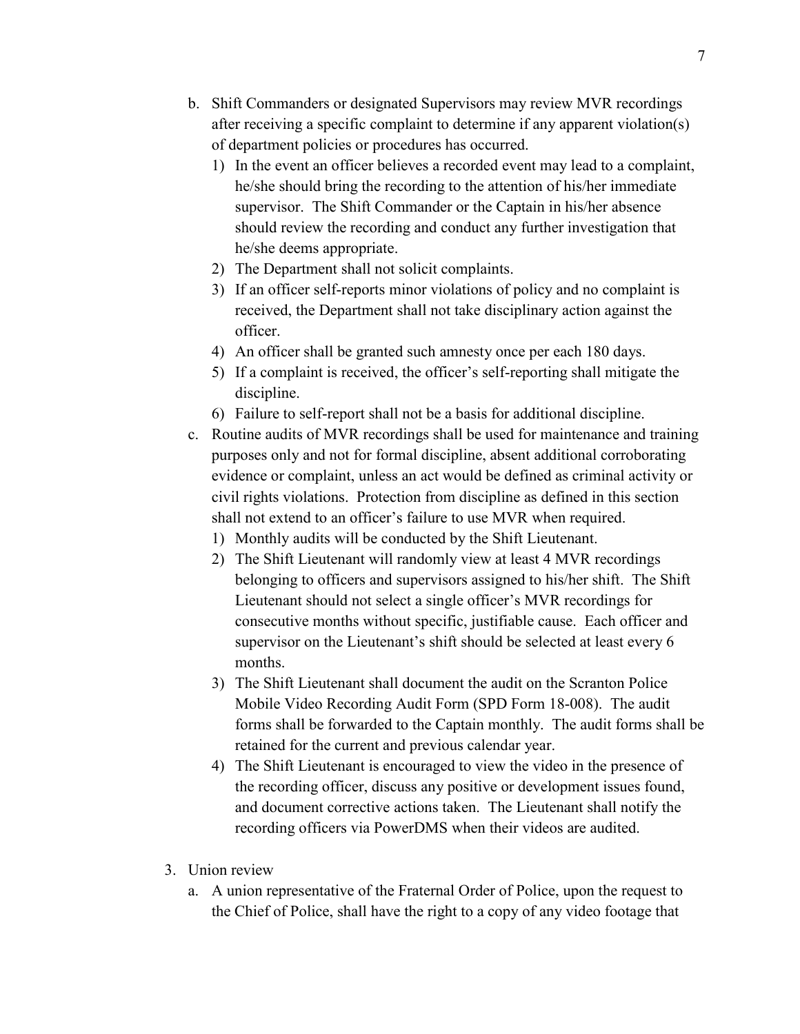b. Shift Commanders or designated Supervisors may review MVR recordings after receiving a specific complaint to determine if any apparent violation(s) of department policies or procedures has occurred.
   1) In the event an officer believes a recorded event may lead to a complaint, he/she should bring the recording to the attention of his/her immediate supervisor. The Shift Commander or the Captain in his/her absence should review the recording and conduct any further investigation that he/she deems appropriate.
   2) The Department shall not solicit complaints.
   3) If an officer self-reports minor violations of policy and no complaint is received, the Department shall not take disciplinary action against the officer.
   4) An officer shall be granted such amnesty once per each 180 days.
   5) If a complaint is received, the officer's self-reporting shall mitigate the discipline.
   6) Failure to self-report shall not be a basis for additional discipline.

c. Routine audits of MVR recordings shall be used for maintenance and training purposes only and not for formal discipline, absent additional corroborating evidence or complaint, unless an act would be defined as criminal activity or civil rights violations. Protection from discipline as defined in this section shall not extend to an officer's failure to use MVR when required.
   1) Monthly audits will be conducted by the Shift Lieutenant.
   2) The Shift Lieutenant will randomly view at least 4 MVR recordings belonging to officers and supervisors assigned to his/her shift. The Shift Lieutenant should not select a single officer's MVR recordings for consecutive months without specific, justifiable cause. Each officer and supervisor on the Lieutenant's shift should be selected at least every 6 months.
   3) The Shift Lieutenant shall document the audit on the Scranton Police Mobile Video Recording Audit Form (SPD Form 18-008). The audit forms shall be forwarded to the Captain monthly. The audit forms shall be retained for the current and previous calendar year.
   4) The Shift Lieutenant is encouraged to view the video in the presence of the recording officer, discuss any positive or development issues found, and document corrective actions taken. The Lieutenant shall notify the recording officers via PowerDMS when their videos are audited.

3. Union review
   a. A union representative of the Fraternal Order of Police, upon the request to the Chief of Police, shall have the right to a copy of any video footage that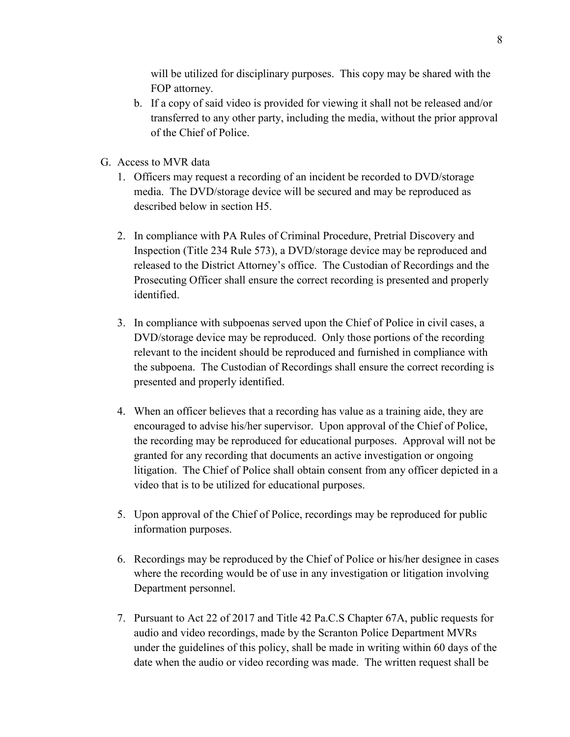will be utilized for disciplinary purposes. This copy may be shared with the FOP attorney.

b. If a copy of said video is provided for viewing it shall not be released and/or transferred to any other party, including the media, without the prior approval of the Chief of Police.

G. Access to MVR data

1. Officers may request a recording of an incident be recorded to DVD/storage media. The DVD/storage device will be secured and may be reproduced as described below in section H5.

2. In compliance with PA Rules of Criminal Procedure, Pretrial Discovery and Inspection (Title 234 Rule 573), a DVD/storage device may be reproduced and released to the District Attorney's office. The Custodian of Recordings and the Prosecuting Officer shall ensure the correct recording is presented and properly identified.

3. In compliance with subpoenas served upon the Chief of Police in civil cases, a DVD/storage device may be reproduced. Only those portions of the recording relevant to the incident should be reproduced and furnished in compliance with the subpoena. The Custodian of Recordings shall ensure the correct recording is presented and properly identified.

4. When an officer believes that a recording has value as a training aide, they are encouraged to advise his/her supervisor. Upon approval of the Chief of Police, the recording may be reproduced for educational purposes. Approval will not be granted for any recording that documents an active investigation or ongoing litigation. The Chief of Police shall obtain consent from any officer depicted in a video that is to be utilized for educational purposes.

5. Upon approval of the Chief of Police, recordings may be reproduced for public information purposes.

6. Recordings may be reproduced by the Chief of Police or his/her designee in cases where the recording would be of use in any investigation or litigation involving Department personnel.

7. Pursuant to Act 22 of 2017 and Title 42 Pa.C.S Chapter 67A, public requests for audio and video recordings, made by the Scranton Police Department MVRs under the guidelines of this policy, shall be made in writing within 60 days of the date when the audio or video recording was made. The written request shall be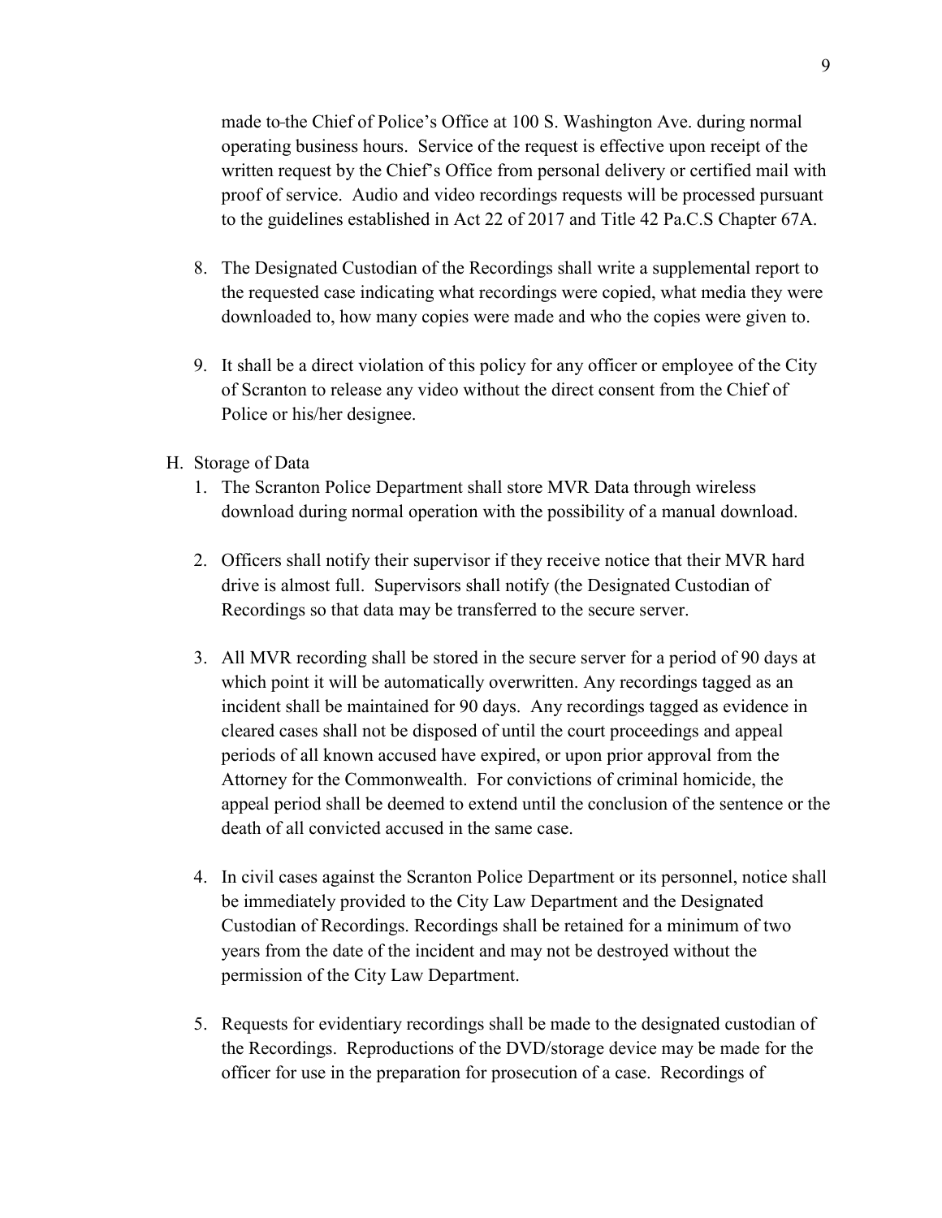made to the Chief of Police's Office at 100 S. Washington Ave. during normal operating business hours. Service of the request is effective upon receipt of the written request by the Chief's Office from personal delivery or certified mail with proof of service. Audio and video recordings requests will be processed pursuant to the guidelines established in Act 22 of 2017 and Title 42 Pa.C.S Chapter 67A.

8. The Designated Custodian of the Recordings shall write a supplemental report to the requested case indicating what recordings were copied, what media they were downloaded to, how many copies were made and who the copies were given to.

9. It shall be a direct violation of this policy for any officer or employee of the City of Scranton to release any video without the direct consent from the Chief of Police or his/her designee.

H. Storage of Data

1. The Scranton Police Department shall store MVR Data through wireless download during normal operation with the possibility of a manual download.

2. Officers shall notify their supervisor if they receive notice that their MVR hard drive is almost full. Supervisors shall notify (the Designated Custodian of Recordings so that data may be transferred to the secure server.

3. All MVR recording shall be stored in the secure server for a period of 90 days at which point it will be automatically overwritten. Any recordings tagged as an incident shall be maintained for 90 days. Any recordings tagged as evidence in cleared cases shall not be disposed of until the court proceedings and appeal periods of all known accused have expired, or upon prior approval from the Attorney for the Commonwealth. For convictions of criminal homicide, the appeal period shall be deemed to extend until the conclusion of the sentence or the death of all convicted accused in the same case.

4. In civil cases against the Scranton Police Department or its personnel, notice shall be immediately provided to the City Law Department and the Designated Custodian of Recordings. Recordings shall be retained for a minimum of two years from the date of the incident and may not be destroyed without the permission of the City Law Department.

5. Requests for evidentiary recordings shall be made to the designated custodian of the Recordings. Reproductions of the DVD/storage device may be made for the officer for use in the preparation for prosecution of a case. Recordings of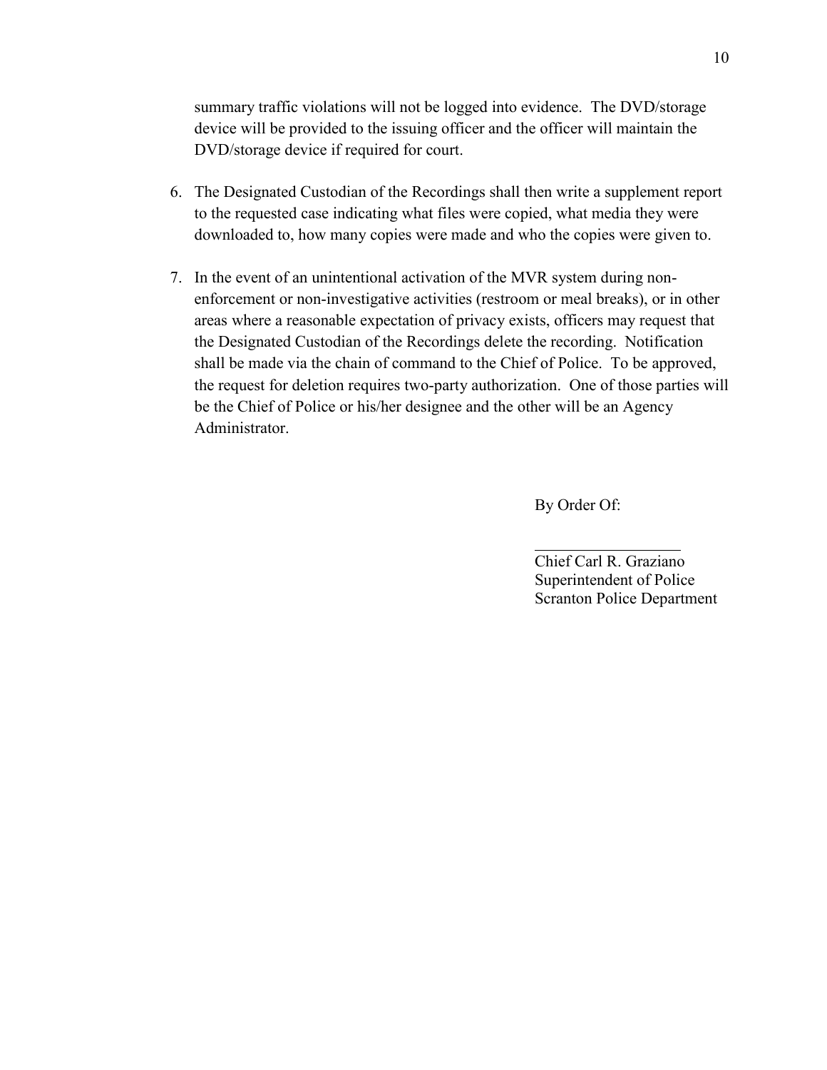summary traffic violations will not be logged into evidence. The DVD/storage device will be provided to the issuing officer and the officer will maintain the DVD/storage device if required for court.

6. The Designated Custodian of the Recordings shall then write a supplement report to the requested case indicating what files were copied, what media they were downloaded to, how many copies were made and who the copies were given to.

7. In the event of an unintentional activation of the MVR system during non-enforcement or non-investigative activities (restroom or meal breaks), or in other areas where a reasonable expectation of privacy exists, officers may request that the Designated Custodian of the Recordings delete the recording. Notification shall be made via the chain of command to the Chief of Police. To be approved, the request for deletion requires two-party authorization. One of those parties will be the Chief of Police or his/her designee and the other will be an Agency Administrator.

By Order Of:

\_\_\_\_\_\_\_\_\_\_\_\_\_\_\_\_\_\_

Chief Carl R. Graziano
Superintendent of Police
Scranton Police Department